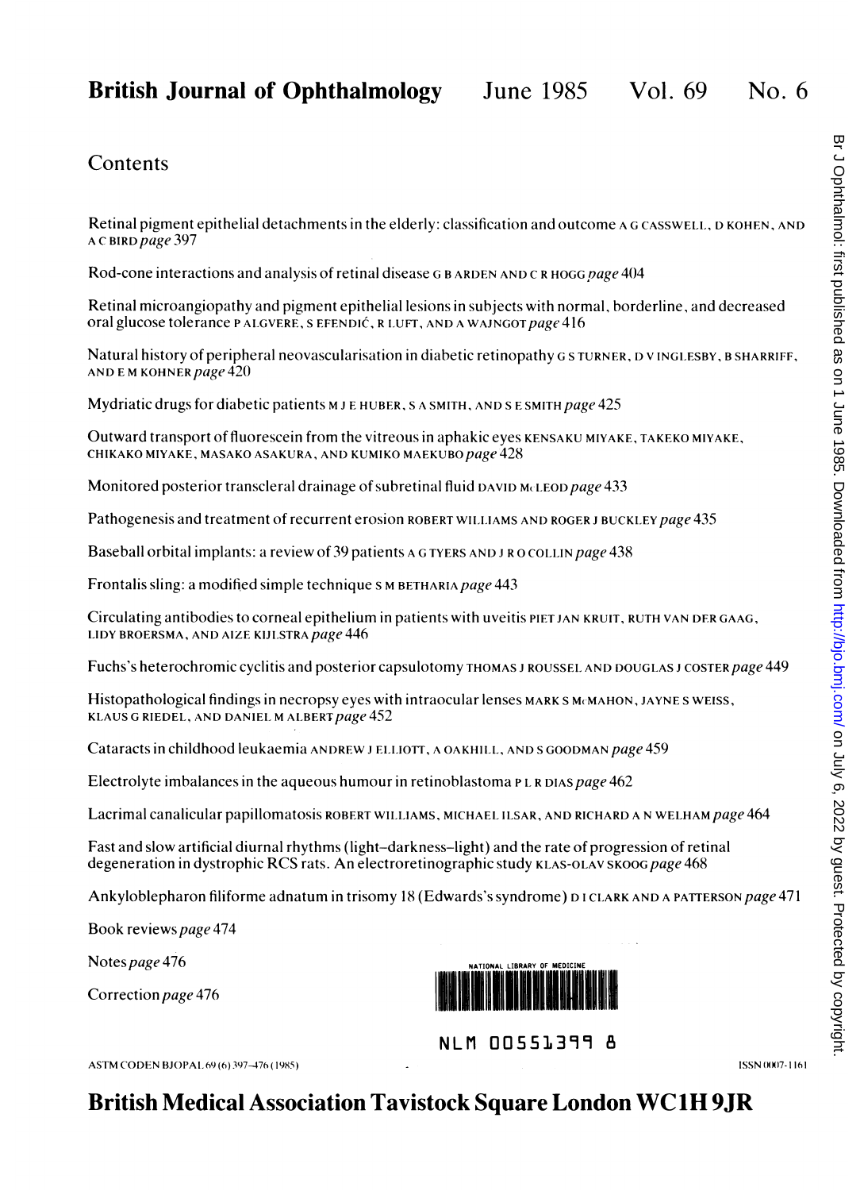# British Journal of Ophthalmology June 1985 Vol. 69 No. 6

## Contents

Retinal pigment epithelial detachments in the elderly: classification and outcome A G CASSWELL, D KOHEN, AND A C BIRD *page* 397

Rod-cone interactions and analysis of retinal disease G B ARDEN AND C R HOGG *page* 404

Retinal microangiopathy and pigment epithelial lesions in subjects with normal, borderline, and decreased oral glucose tolerance P ALGVERE, S EFENDIĆ, R LUFT, AND A WAJNGOT *page* 416

Natural history of peripheral neovascularisation in diabetic retinopathy G S TURNER, D V INGLESBY, B SHARRIFF, AND E M KOHNER *page* 420

Mydriatic drugs for diabetic patients M J E HUBER, S A SMITH, AND S E SMITH *page* 425

Outward transport of fluorescein from the vitreous in aphakic eyes KENSAKU MIYAKE, TAKEKO MIYAKE, CHIKAKO MIYAKE, MASAKO ASAKURA, AND KUMIKO MAEKUBO *page* 428

Monitored posterior transcleral drainage of subretinal fluid DAVID McLEOD *page* 433

Pathogenesis and treatment of recurrent erosion ROBERT WILLIAMS AND ROGER J BUCKLEY *page* 435

Baseball orbital implants: a review of 39 patients A G TYERS AND J R O COLLIN *page* 438

Frontalis sling: a modified simple technique S M BETHARIA *page* 443

Circulating antibodies to corneal epithelium in patients with uveitis PIET JAN KRUIT, RUTH VAN DER GAAG, LIDY BROERSMA, AND AIZE KIJLSTRA *page* 446

Fuchs's heterochromic cyclitis and posterior capsulotomy THOMAS J ROUSSEL AND DOUGLAS J COSTER *page* 449

Histopathological findings in necropsy eyes with intraocular lenses MARK S McMAHON, JAYNE S WEISS, KLAUS G RIEDEL, AND DANIEL M ALBERT *page* 452

Cataracts in childhood leukaemia ANDREW J ELLIOTT, A OAKHILL, AND S GOODMAN *page* 459

Electrolyte imbalances in the aqueous humour in retinoblastoma P L R DIAS *page* 462

Lacrimal canalicular papillomatosis ROBERT WILLIAMS, MICHAEL ILSAR, AND RICHARD A N WELHAM *page* 464

Fast and slow artificial diurnal rhythms (light–darkness–light) and the rate of progression of retinal degeneration in dystrophic RCS rats. An electroretinographic study KLAS-OLAV SKOOG *page* 468

Ankyloblepharon filiforme adnatum in trisomy 18 (Edwards's syndrome) D I CLARK AND A PATTERSON *page* 471

Book reviews *page* 474

Notes *page* 476

Correction *page* 476

NATIONAL LIBRARY OF MEDICINE

NLM 00551399 8

ASTM CODEN BJOPAL 69 (6) 397–476 (1985)

ISSN 0007-1161

**British Medical Association Tavistock Square London WC1H 9JR**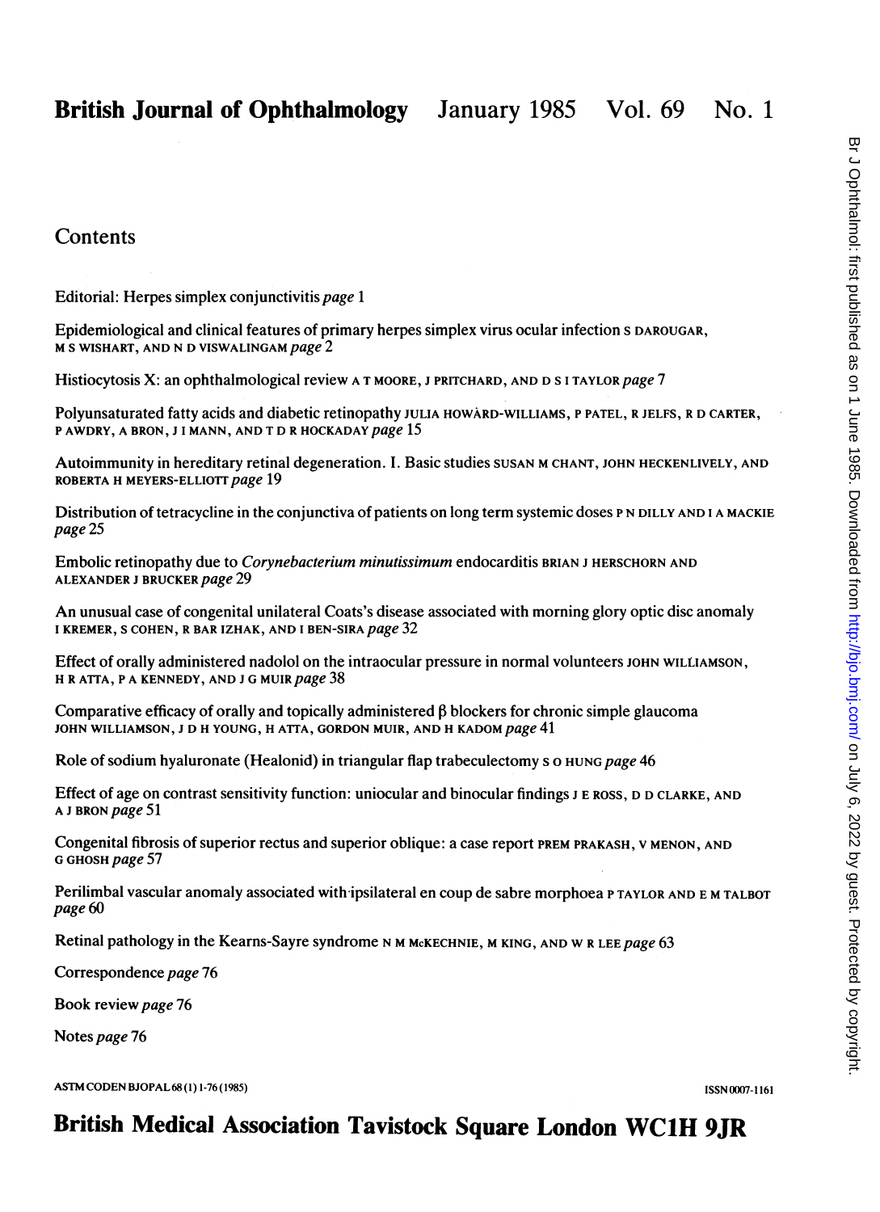# British Journal of Ophthalmology January 1985 Vol. 69 No. 1

## Contents

Editorial: Herpes simplex conjunctivitis *page* 1

Epidemiological and clinical features of primary herpes simplex virus ocular infection S DAROUGAR, M S WISHART, AND N D VISWALINGAM *page* 2

Histiocytosis X: an ophthalmological review A T MOORE, J PRITCHARD, AND D S I TAYLOR *page* 7

Polyunsaturated fatty acids and diabetic retinopathy JULIA HOWARD-WILLIAMS, P PATEL, R JELFS, R D CARTER, P AWDRY, A BRON, J I MANN, AND T D R HOCKADAY *page* 15

Autoimmunity in hereditary retinal degeneration. I. Basic studies SUSAN M CHANT, JOHN HECKENLIVELY, AND ROBERTA H MEYERS-ELLIOTT *page* 19

Distribution of tetracycline in the conjunctiva of patients on long term systemic doses P N DILLY AND I A MACKIE *page* 25

Embolic retinopathy due to *Corynebacterium minutissimum* endocarditis BRIAN J HERSCHORN AND ALEXANDER J BRUCKER *page* 29

An unusual case of congenital unilateral Coats's disease associated with morning glory optic disc anomaly I KREMER, S COHEN, R BAR IZHAK, AND I BEN-SIRA *page* 32

Effect of orally administered nadolol on the intraocular pressure in normal volunteers JOHN WILLIAMSON, H R ATTA, P A KENNEDY, AND J G MUIR *page* 38

Comparative efficacy of orally and topically administered β blockers for chronic simple glaucoma JOHN WILLIAMSON, J D H YOUNG, H ATTA, GORDON MUIR, AND H KADOM *page* 41

Role of sodium hyaluronate (Healonid) in triangular flap trabeculectomy S O HUNG *page* 46

Effect of age on contrast sensitivity function: uniocular and binocular findings J E ROSS, D D CLARKE, AND A J BRON *page* 51

Congenital fibrosis of superior rectus and superior oblique: a case report PREM PRAKASH, V MENON, AND G GHOSH *page* 57

Perilimbal vascular anomaly associated with ipsilateral en coup de sabre morphoea P TAYLOR AND E M TALBOT *page* 60

Retinal pathology in the Kearns-Sayre syndrome N M McKECHNIE, M KING, AND W R LEE *page* 63

Correspondence *page* 76

Book review *page* 76

Notes *page* 76

ASTM CODEN BJOPAL 68 (1) 1-76 (1985) ISSN 0007-1161

**British Medical Association Tavistock Square London WC1H 9JR**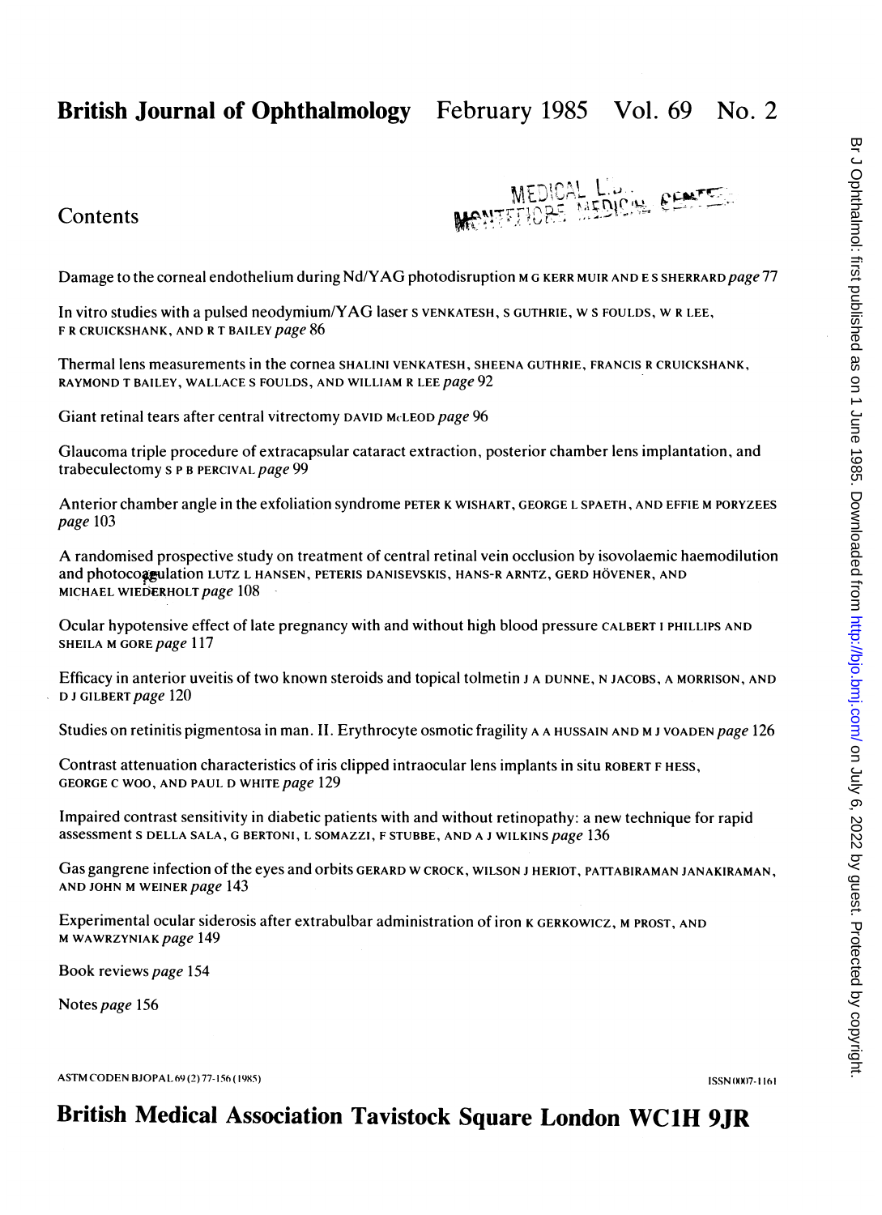# British Journal of Ophthalmology February 1985 Vol. 69 No. 2

## Contents

Damage to the corneal endothelium during Nd/YAG photodisruption M G KERR MUIR AND E S SHERRARD *page* 77

In vitro studies with a pulsed neodymium/YAG laser S VENKATESH, S GUTHRIE, W S FOULDS, W R LEE, F R CRUICKSHANK, AND R T BAILEY *page* 86

Thermal lens measurements in the cornea SHALINI VENKATESH, SHEENA GUTHRIE, FRANCIS R CRUICKSHANK, RAYMOND T BAILEY, WALLACE S FOULDS, AND WILLIAM R LEE *page* 92

Giant retinal tears after central vitrectomy DAVID McLEOD *page* 96

Glaucoma triple procedure of extracapsular cataract extraction, posterior chamber lens implantation, and trabeculectomy S P B PERCIVAL *page* 99

Anterior chamber angle in the exfoliation syndrome PETER K WISHART, GEORGE L SPAETH, AND EFFIE M PORYZEES *page* 103

A randomised prospective study on treatment of central retinal vein occlusion by isovolaemic haemodilution and photocoagulation LUTZ L HANSEN, PETERIS DANISEVSKIS, HANS-R ARNTZ, GERD HÖVENER, AND MICHAEL WIEDERHOLT *page* 108

Ocular hypotensive effect of late pregnancy with and without high blood pressure CALBERT I PHILLIPS AND SHEILA M GORE *page* 117

Efficacy in anterior uveitis of two known steroids and topical tolmetin J A DUNNE, N JACOBS, A MORRISON, AND D J GILBERT *page* 120

Studies on retinitis pigmentosa in man. II. Erythrocyte osmotic fragility A A HUSSAIN AND M J VOADEN *page* 126

Contrast attenuation characteristics of iris clipped intraocular lens implants in situ ROBERT F HESS, GEORGE C WOO, AND PAUL D WHITE *page* 129

Impaired contrast sensitivity in diabetic patients with and without retinopathy: a new technique for rapid assessment S DELLA SALA, G BERTONI, L SOMAZZI, F STUBBE, AND A J WILKINS *page* 136

Gas gangrene infection of the eyes and orbits GERARD W CROCK, WILSON J HERIOT, PATTABIRAMAN JANAKIRAMAN, AND JOHN M WEINER *page* 143

Experimental ocular siderosis after extrabulbar administration of iron K GERKOWICZ, M PROST, AND M WAWRZYNIAK *page* 149

Book reviews *page* 154

Notes *page* 156

ASTM CODEN BJOPAL 69 (2) 77-156 (1985) ISSN 0007-1161

**British Medical Association Tavistock Square London WC1H 9JR**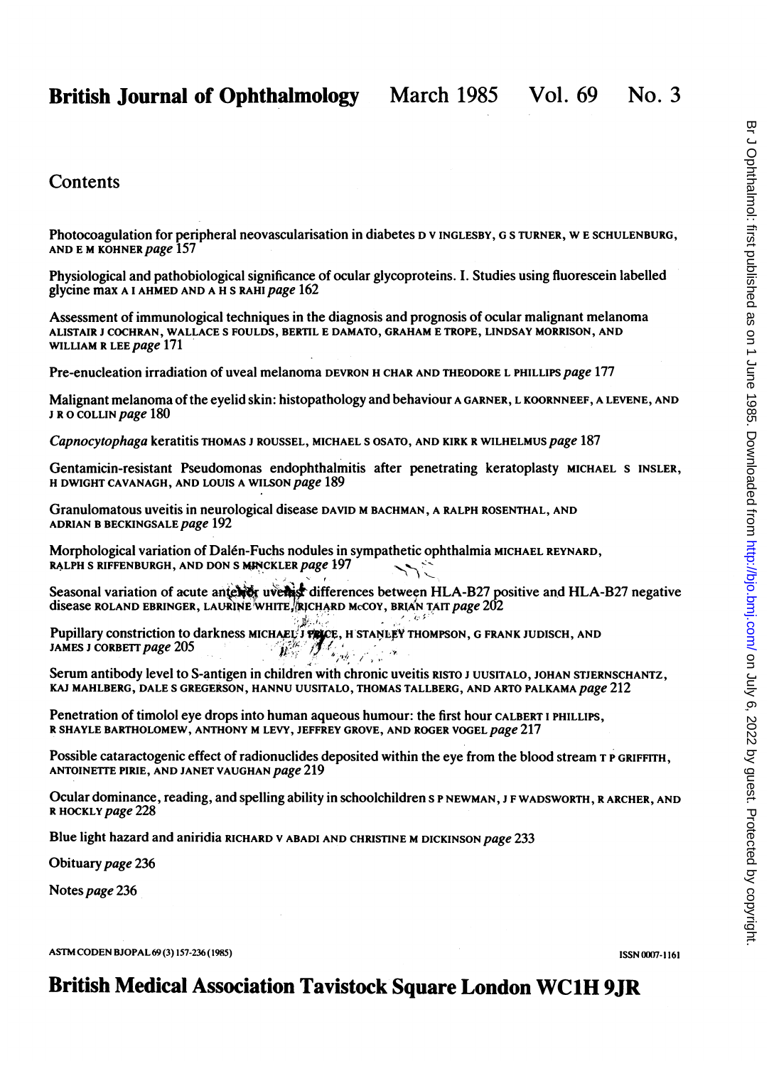# British Journal of Ophthalmology March 1985 Vol. 69 No. 3

## Contents

Photocoagulation for peripheral neovascularisation in diabetes D V INGLESBY, G S TURNER, W E SCHULENBURG, AND E M KOHNER *page* 157

Physiological and pathobiological significance of ocular glycoproteins. I. Studies using fluorescein labelled glycine max A I AHMED AND A H S RAHI *page* 162

Assessment of immunological techniques in the diagnosis and prognosis of ocular malignant melanoma ALISTAIR J COCHRAN, WALLACE S FOULDS, BERTIL E DAMATO, GRAHAM E TROPE, LINDSAY MORRISON, AND WILLIAM R LEE *page* 171

Pre-enucleation irradiation of uveal melanoma DEVRON H CHAR AND THEODORE L PHILLIPS *page* 177

Malignant melanoma of the eyelid skin: histopathology and behaviour A GARNER, L KOORNNEEF, A LEVENE, AND J R O COLLIN *page* 180

*Capnocytophaga* keratitis THOMAS J ROUSSEL, MICHAEL S OSATO, AND KIRK R WILHELMUS *page* 187

Gentamicin-resistant Pseudomonas endophthalmitis after penetrating keratoplasty MICHAEL S INSLER, H DWIGHT CAVANAGH, AND LOUIS A WILSON *page* 189

Granulomatous uveitis in neurological disease DAVID M BACHMAN, A RALPH ROSENTHAL, AND ADRIAN B BECKINGSALE *page* 192

Morphological variation of Dalén-Fuchs nodules in sympathetic ophthalmia MICHAEL REYNARD, RALPH S RIFFENBURGH, AND DON S MINCKLER *page* 197

Seasonal variation of acute anterior uveitis: differences between HLA-B27 positive and HLA-B27 negative disease ROLAND EBRINGER, LAURINE WHITE, RICHARD McCOY, BRIAN TAIT *page* 202

Pupillary constriction to darkness MICHAEL J PRICE, H STANLEY THOMPSON, G FRANK JUDISCH, AND JAMES J CORBETT *page* 205

Serum antibody level to S-antigen in children with chronic uveitis RISTO J UUSITALO, JOHAN STJERNSCHANTZ, KAJ MAHLBERG, DALE S GREGERSON, HANNU UUSITALO, THOMAS TALLBERG, AND ARTO PALKAMA *page* 212

Penetration of timolol eye drops into human aqueous humour: the first hour CALBERT I PHILLIPS, R SHAYLE BARTHOLOMEW, ANTHONY M LEVY, JEFFREY GROVE, AND ROGER VOGEL *page* 217

Possible cataractogenic effect of radionuclides deposited within the eye from the blood stream T P GRIFFITH, ANTOINETTE PIRIE, AND JANET VAUGHAN *page* 219

Ocular dominance, reading, and spelling ability in schoolchildren S P NEWMAN, J F WADSWORTH, R ARCHER, AND R HOCKLY *page* 228

Blue light hazard and aniridia RICHARD V ABADI AND CHRISTINE M DICKINSON *page* 233

Obituary *page* 236

Notes *page* 236

ASTM CODEN BJOPAL 69 (3) 157-236 (1985) ISSN 0007-1161

**British Medical Association Tavistock Square London WC1H 9JR**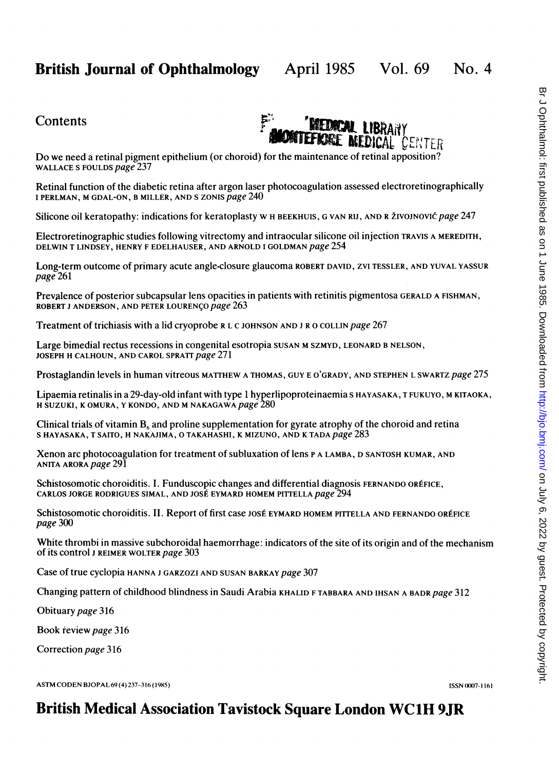# British Journal of Ophthalmology April 1985 Vol. 69 No. 4

## Contents

Do we need a retinal pigment epithelium (or choroid) for the maintenance of retinal apposition? WALLACE S FOULDS *page* 237

Retinal function of the diabetic retina after argon laser photocoagulation assessed electroretinographically I PERLMAN, M GDAL-ON, B MILLER, AND S ZONIS *page* 240

Silicone oil keratopathy: indications for keratoplasty W H BEEKHUIS, G VAN RIJ, AND R ŽIVOJNOVIĆ *page* 247

Electroretinographic studies following vitrectomy and intraocular silicone oil injection TRAVIS A MEREDITH, DELWIN T LINDSEY, HENRY F EDELHAUSER, AND ARNOLD I GOLDMAN *page* 254

Long-term outcome of primary acute angle-closure glaucoma ROBERT DAVID, ZVI TESSLER, AND YUVAL YASSUR *page* 261

Prevalence of posterior subcapsular lens opacities in patients with retinitis pigmentosa GERALD A FISHMAN, ROBERT J ANDERSON, AND PETER LOURENÇO *page* 263

Treatment of trichiasis with a lid cryoprobe R L C JOHNSON AND J R O COLLIN *page* 267

Large bimedial rectus recessions in congenital esotropia SUSAN M SZMYD, LEONARD B NELSON, JOSEPH H CALHOUN, AND CAROL SPRATT *page* 271

Prostaglandin levels in human vitreous MATTHEW A THOMAS, GUY E O'GRADY, AND STEPHEN L SWARTZ *page* 275

Lipaemia retinalis in a 29-day-old infant with type 1 hyperlipoproteinaemia S HAYASAKA, T FUKUYO, M KITAOKA, H SUZUKI, K OMURA, Y KONDO, AND M NAKAGAWA *page* 280

Clinical trials of vitamin $B_6$ and proline supplementation for gyrate atrophy of the choroid and retina S HAYASAKA, T SAITO, H NAKAJIMA, O TAKAHASHI, K MIZUNO, AND K TADA *page* 283

Xenon arc photocoagulation for treatment of subluxation of lens P A LAMBA, D SANTOSH KUMAR, AND ANITA ARORA *page* 291

Schistosomotic choroiditis. I. Funduscopic changes and differential diagnosis FERNANDO ORÉFICE, CARLOS JORGE RODRIGUES SIMAL, AND JOSÉ EYMARD HOMEM PITTELLA *page* 294

Schistosomotic choroiditis. II. Report of first case JOSÉ EYMARD HOMEM PITTELLA AND FERNANDO ORÉFICE *page* 300

White thrombi in massive subchoroidal haemorrhage: indicators of the site of its origin and of the mechanism of its control J REIMER WOLTER *page* 303

Case of true cyclopia HANNA J GARZOZI AND SUSAN BARKAY *page* 307

Changing pattern of childhood blindness in Saudi Arabia KHALID F TABBARA AND IHSAN A BADR *page* 312

Obituary *page* 316

Book review *page* 316

Correction *page* 316

ASTM CODEN BJOPAL 69 (4) 237–316 (1985) ISSN 0007-1161

**British Medical Association Tavistock Square London WC1H 9JR**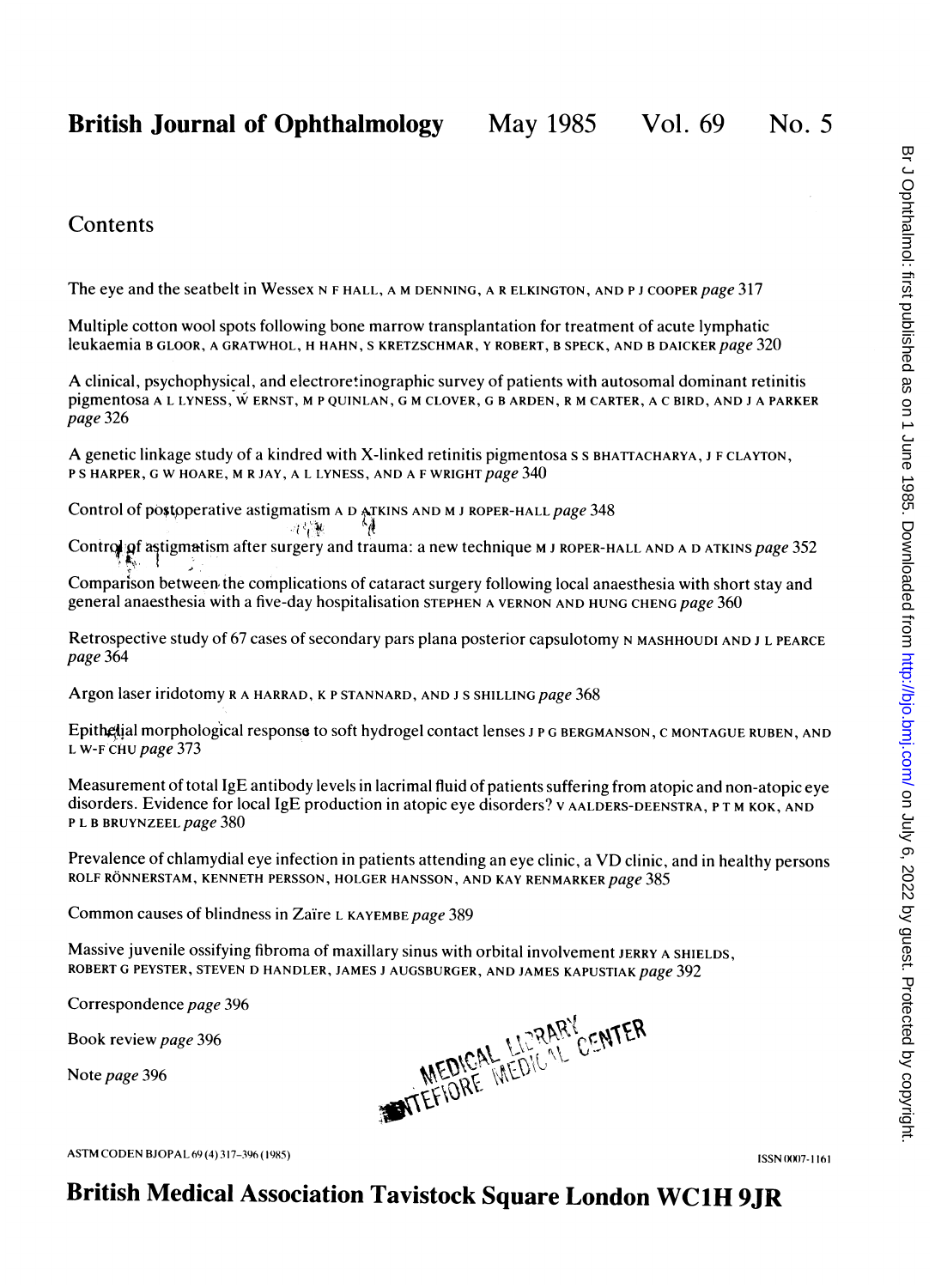# British Journal of Ophthalmology May 1985 Vol. 69 No. 5

## Contents

The eye and the seatbelt in Wessex N F HALL, A M DENNING, A R ELKINGTON, AND P J COOPER *page* 317

Multiple cotton wool spots following bone marrow transplantation for treatment of acute lymphatic leukaemia B GLOOR, A GRATWHOL, H HAHN, S KRETZSCHMAR, Y ROBERT, B SPECK, AND B DAICKER *page* 320

A clinical, psychophysical, and electroretinographic survey of patients with autosomal dominant retinitis pigmentosa A L LYNESS, W ERNST, M P QUINLAN, G M CLOVER, G B ARDEN, R M CARTER, A C BIRD, AND J A PARKER *page* 326

A genetic linkage study of a kindred with X-linked retinitis pigmentosa S S BHATTACHARYA, J F CLAYTON, P S HARPER, G W HOARE, M R JAY, A L LYNESS, AND A F WRIGHT *page* 340

Control of postoperative astigmatism A D ATKINS AND M J ROPER-HALL *page* 348

Control of astigmatism after surgery and trauma: a new technique M J ROPER-HALL AND A D ATKINS *page* 352

Comparison between the complications of cataract surgery following local anaesthesia with short stay and general anaesthesia with a five-day hospitalisation STEPHEN A VERNON AND HUNG CHENG *page* 360

Retrospective study of 67 cases of secondary pars plana posterior capsulotomy N MASHHOUDI AND J L PEARCE *page* 364

Argon laser iridotomy R A HARRAD, K P STANNARD, AND J S SHILLING *page* 368

Epithelial morphological response to soft hydrogel contact lenses J P G BERGMANSON, C MONTAGUE RUBEN, AND L W-F CHU *page* 373

Measurement of total IgE antibody levels in lacrimal fluid of patients suffering from atopic and non-atopic eye disorders. Evidence for local IgE production in atopic eye disorders? V AALDERS-DEENSTRA, P T M KOK, AND P L B BRUYNZEEL *page* 380

Prevalence of chlamydial eye infection in patients attending an eye clinic, a VD clinic, and in healthy persons ROLF RÖNNERSTAM, KENNETH PERSSON, HOLGER HANSSON, AND KAY RENMARKER *page* 385

Common causes of blindness in Zaïre L KAYEMBE *page* 389

Massive juvenile ossifying fibroma of maxillary sinus with orbital involvement JERRY A SHIELDS, ROBERT G PEYSTER, STEVEN D HANDLER, JAMES J AUGSBURGER, AND JAMES KAPUSTIAK *page* 392

Correspondence *page* 396

Book review *page* 396

Note *page* 396

MEDICAL LIBRARY MONTEFIORE MEDICAL CENTER

ASTM CODEN BJOPAL 69 (4) 317–396 (1985)

ISSN 0007-1161

**British Medical Association Tavistock Square London WC1H 9JR**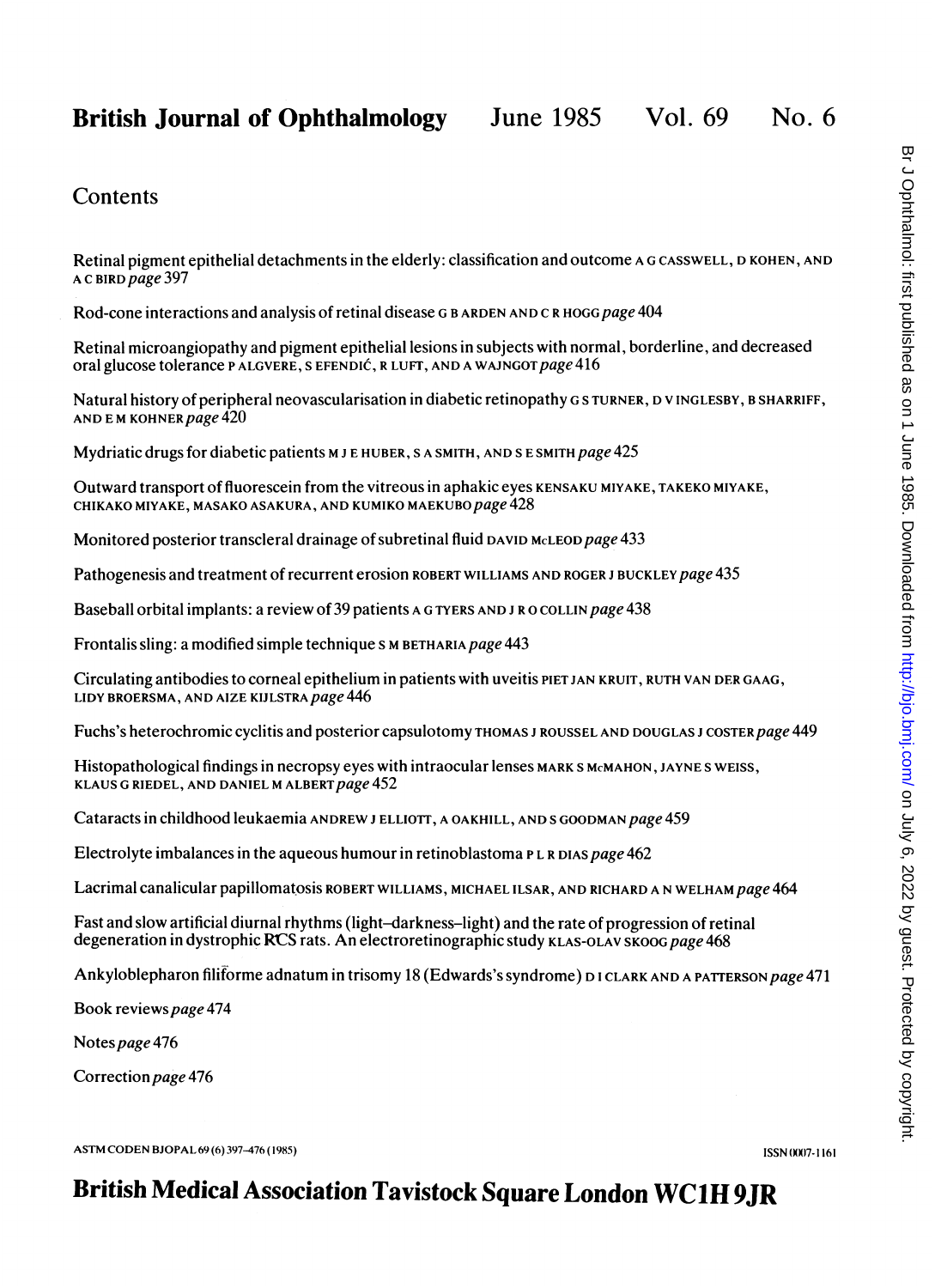# British Journal of Ophthalmology June 1985 Vol. 69 No. 6

## Contents

Retinal pigment epithelial detachments in the elderly: classification and outcome A G CASSWELL, D KOHEN, AND A C BIRD *page* 397

Rod-cone interactions and analysis of retinal disease G B ARDEN AND C R HOGG *page* 404

Retinal microangiopathy and pigment epithelial lesions in subjects with normal, borderline, and decreased oral glucose tolerance P ALGVERE, S EFENDIĆ, R LUFT, AND A WAJNGOT *page* 416

Natural history of peripheral neovascularisation in diabetic retinopathy G S TURNER, D V INGLESBY, B SHARRIFF, AND E M KOHNER *page* 420

Mydriatic drugs for diabetic patients M J E HUBER, S A SMITH, AND S E SMITH *page* 425

Outward transport of fluorescein from the vitreous in aphakic eyes KENSAKU MIYAKE, TAKEKO MIYAKE, CHIKAKO MIYAKE, MASAKO ASAKURA, AND KUMIKO MAEKUBO *page* 428

Monitored posterior transcleral drainage of subretinal fluid DAVID McLEOD *page* 433

Pathogenesis and treatment of recurrent erosion ROBERT WILLIAMS AND ROGER J BUCKLEY *page* 435

Baseball orbital implants: a review of 39 patients A G TYERS AND J R O COLLIN *page* 438

Frontalis sling: a modified simple technique S M BETHARIA *page* 443

Circulating antibodies to corneal epithelium in patients with uveitis PIET JAN KRUIT, RUTH VAN DER GAAG, LIDY BROERSMA, AND AIZE KIJLSTRA *page* 446

Fuchs's heterochromic cyclitis and posterior capsulotomy THOMAS J ROUSSEL AND DOUGLAS J COSTER *page* 449

Histopathological findings in necropsy eyes with intraocular lenses MARK S McMAHON, JAYNE S WEISS, KLAUS G RIEDEL, AND DANIEL M ALBERT *page* 452

Cataracts in childhood leukaemia ANDREW J ELLIOTT, A OAKHILL, AND S GOODMAN *page* 459

Electrolyte imbalances in the aqueous humour in retinoblastoma P L R DIAS *page* 462

Lacrimal canalicular papillomatosis ROBERT WILLIAMS, MICHAEL ILSAR, AND RICHARD A N WELHAM *page* 464

Fast and slow artificial diurnal rhythms (light–darkness–light) and the rate of progression of retinal degeneration in dystrophic RCS rats. An electroretinographic study KLAS-OLAV SKOOG *page* 468

Ankyloblepharon filiforme adnatum in trisomy 18 (Edwards's syndrome) D I CLARK AND A PATTERSON *page* 471

Book reviews *page* 474

Notes *page* 476

Correction *page* 476

ASTM CODEN BJOPAL 69 (6) 397–476 (1985)

ISSN 0007-1161

**British Medical Association Tavistock Square London WC1H 9JR**